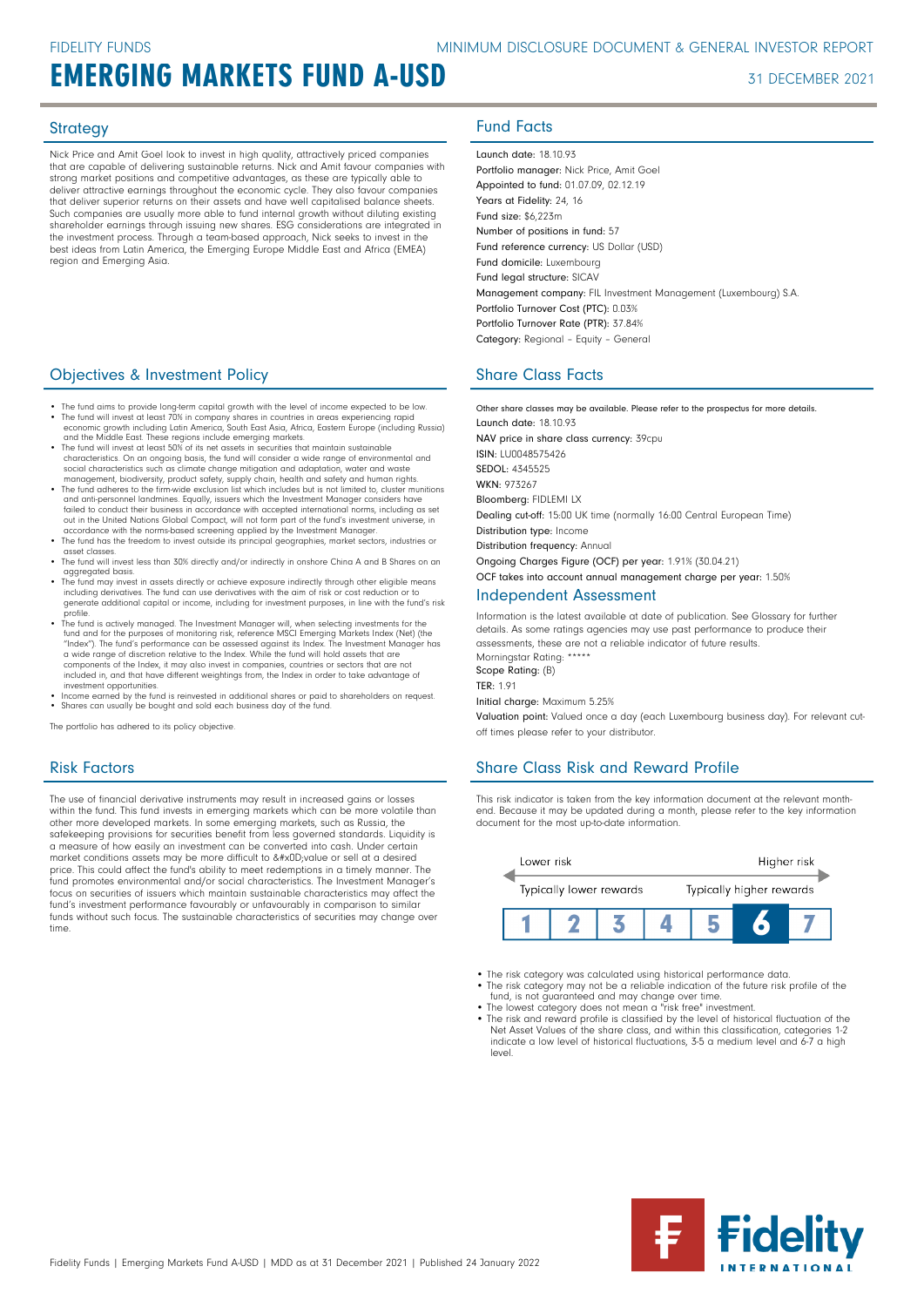FIDELITY FUNDS

MINIMUM DISCLOSURE DOCUMENT & GENERAL INVESTOR REPORT

# EMERGING MARKETS FUND A-USD

31 DECEMBER 2021

## Strategy

Nick Price and Amit Goel look to invest in high quality, attractively priced companies that are capable of delivering sustainable returns. Nick and Amit favour companies with strong market positions and competitive advantages, as these are typically able to deliver attractive earnings throughout the economic cycle. They also favour companies that deliver superior returns on their assets and have well capitalised balance sheets. Such companies are usually more able to fund internal growth without diluting existing shareholder earnings through issuing new shares. ESG considerations are integrated in the investment process. Through a team-based approach, Nick seeks to invest in the best ideas from Latin America, the Emerging Europe Middle East and Africa (EMEA) region and Emerging Asia.

## Objectives & Investment Policy

- The fund aims to provide long-term capital growth with the level of income expected to be low.
- The fund will invest at least 70% in company shares in countries in areas experiencing rapid economic growth including Latin America, South East Asia, Africa, Eastern Europe (including Russia) and the Middle East. These regions include emerging markets.
- The fund will invest at least 50% of its net assets in securities that maintain sustainable characteristics. On an ongoing basis, the fund will consider a wide range of environmental and social characteristics such as climate change mitigation and adaptation, water and waste management, biodiversity, product safety, supply chain, health and safety and human rights.
- The fund adheres to the firm-wide exclusion list which includes but is not limited to, cluster munitions and anti-personnel landmines. Equally, issuers which the Investment Manager considers have failed to conduct their business in accordance with accepted international norms, including as set out in the United Nations Global Compact, will not form part of the fund's investment universe, in accordance with the norms-based screening applied by the Investment Manager.
- The fund has the freedom to invest outside its principal geographies, market sectors, industries or asset classes.
- The fund will invest less than 30% directly and/or indirectly in onshore China A and B Shares on an aggregated basis.
- The fund may invest in assets directly or achieve exposure indirectly through other eligible means including derivatives. The fund can use derivatives with the aim of risk or cost reduction or to generate additional capital or income, including for investment purposes, in line with the fund's risk profile.
- The fund is actively managed. The Investment Manager will, when selecting investments for the fund and for the purposes of monitoring risk, reference MSCI Emerging Markets Index (Net) (the "Index"). The fund's performance can be assessed against its Index. The Investment Manager has a wide range of discretion relative to the Index. While the fund will hold assets that are components of the Index, it may also invest in companies, countries or sectors that are not included in, and that have different weightings from, the Index in order to take advantage of investment opportunities.
- Income earned by the fund is reinvested in additional shares or paid to shareholders on request.
- Shares can usually be bought and sold each business day of the fund.

The portfolio has adhered to its policy objective.

## Risk Factors

The use of financial derivative instruments may result in increased gains or losses within the fund. This fund invests in emerging markets which can be more volatile than other more developed markets. In some emerging markets, such as Russia, the safekeeping provisions for securities benefit from less governed standards. Liquidity is a measure of how easily an investment can be converted into cash. Under certain market conditions assets may be more difficult to &#x0D;value or sell at a desired price. This could affect the fund's ability to meet redemptions in a timely manner. The fund promotes environmental and/or social characteristics. The Investment Manager's focus on securities of issuers which maintain sustainable characteristics may affect the fund's investment performance favourably or unfavourably in comparison to similar funds without such focus. The sustainable characteristics of securities may change over time.

## Fund Facts

Launch date: 18.10.93
Portfolio manager: Nick Price, Amit Goel
Appointed to fund: 01.07.09, 02.12.19
Years at Fidelity: 24, 16
Fund size: $6,223m
Number of positions in fund: 57
Fund reference currency: US Dollar (USD)
Fund domicile: Luxembourg
Fund legal structure: SICAV
Management company: FIL Investment Management (Luxembourg) S.A.
Portfolio Turnover Cost (PTC): 0.03%
Portfolio Turnover Rate (PTR): 37.84%
Category: Regional - Equity - General

## Share Class Facts

Other share classes may be available. Please refer to the prospectus for more details.
Launch date: 18.10.93
NAV price in share class currency: 39cpu
ISIN: LU0048575426
SEDOL: 4345525
WKN: 973267
Bloomberg: FIDLEMI LX
Dealing cut-off: 15:00 UK time (normally 16:00 Central European Time)
Distribution type: Income
Distribution frequency: Annual
Ongoing Charges Figure (OCF) per year: 1.91% (30.04.21)
OCF takes into account annual management charge per year: 1.50%

## Independent Assessment

Information is the latest available at date of publication. See Glossary for further details. As some ratings agencies may use past performance to produce their assessments, these are not a reliable indicator of future results.
Morningstar Rating: *****
Scope Rating: (B)
TER: 1.91
Initial charge: Maximum 5.25%
Valuation point: Valued once a day (each Luxembourg business day). For relevant cut-off times please refer to your distributor.

## Share Class Risk and Reward Profile

This risk indicator is taken from the key information document at the relevant month-end. Because it may be updated during a month, please refer to the key information document for the most up-to-date information.

| Lower risk | | | | | | Higher risk |
|---|---|---|---|---|---|---|
| Typically lower rewards | | | | | | Typically higher rewards |
| 1 | 2 | 3 | 4 | 5 | **6** | 7 |

- The risk category was calculated using historical performance data.
- The risk category may not be a reliable indication of the future risk profile of the fund, is not guaranteed and may change over time.
- The lowest category does not mean a "risk free" investment.
- The risk and reward profile is classified by the level of historical fluctuation of the Net Asset Values of the share class, and within this classification, categories 1-2 indicate a low level of historical fluctuations, 3-5 a medium level and 6-7 a high level.

Fidelity Funds | Emerging Markets Fund A-USD | MDD as at 31 December 2021 | Published 24 January 2022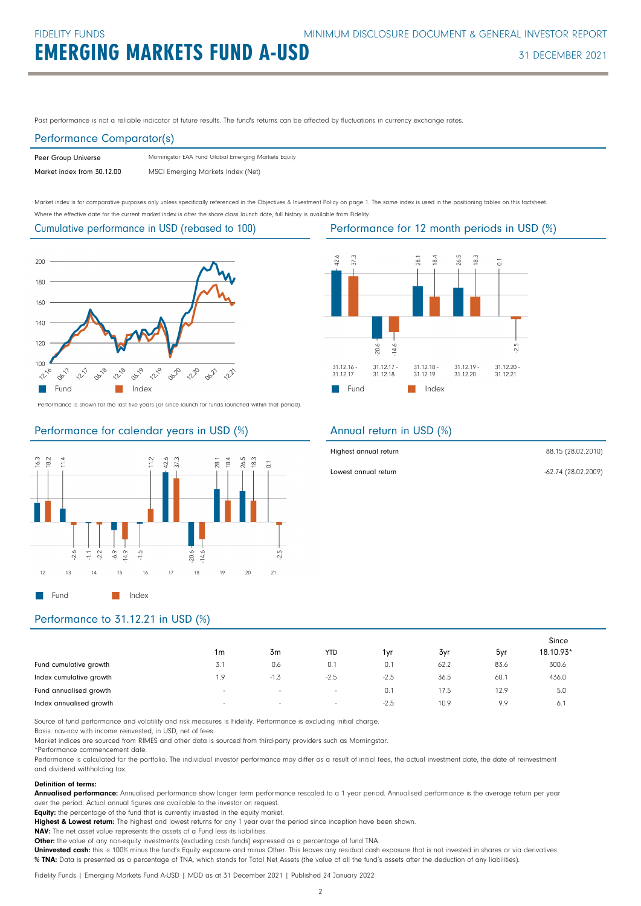Past performance is not a reliable indicator of future results. The fund's returns can be affected by fluctuations in currency exchange rates.

## Performance Comparator(s)

| | |
|---|---|
| Peer Group Universe | Morningstar EAA Fund Global Emerging Markets Equity |
| Market index from 30.12.00 | MSCI Emerging Markets Index (Net) |

Market index is for comparative purposes only unless specifically referenced in the Objectives & Investment Policy on page 1. The same index is used in the positioning tables on this factsheet.
Where the effective date for the current market index is after the share class launch date, full history is available from Fidelity.

## Cumulative performance in USD (rebased to 100)

Performance is shown for the last five years (or since launch for funds launched within that period).

## Performance for 12 month periods in USD (%)

| Period | Fund | Index |
|---|---|---|
| 31.12.16 - 31.12.17 | 42.6 | 37.3 |
| 31.12.17 - 31.12.18 | -20.6 | -14.6 |
| 31.12.18 - 31.12.19 | 28.1 | 18.4 |
| 31.12.19 - 31.12.20 | 26.5 | 18.3 |
| 31.12.20 - 31.12.21 | 0.1 | -2.5 |

## Performance for calendar years in USD (%)

| Year | Fund | Index |
|---|---|---|
| 12 | 16.3 | 18.2 |
| 13 | 11.4 | -2.6 |
| 14 | -1.1 | -2.2 |
| 15 | -6.9 | -14.9 |
| 16 | -1.5 | 11.2 |
| 17 | 42.6 | 37.3 |
| 18 | -20.6 | -14.6 |
| 19 | 28.1 | 18.4 |
| 20 | 26.5 | 18.3 |
| 21 | 0.1 | -2.5 |

## Annual return in USD (%)

| | |
|---|---|
| Highest annual return | 88.15 (28.02.2010) |
| Lowest annual return | -62.74 (28.02.2009) |

## Performance to 31.12.21 in USD (%)

| | 1m | 3m | YTD | 1yr | 3yr | 5yr | Since 18.10.93* |
|---|---|---|---|---|---|---|---|
| Fund cumulative growth | 3.1 | 0.6 | 0.1 | 0.1 | 62.2 | 83.6 | 300.6 |
| Index cumulative growth | 1.9 | -1.3 | -2.5 | -2.5 | 36.5 | 60.1 | 436.0 |
| Fund annualised growth | - | - | - | 0.1 | 17.5 | 12.9 | 5.0 |
| Index annualised growth | - | - | - | -2.5 | 10.9 | 9.9 | 6.1 |

Source of fund performance and volatility and risk measures is Fidelity. Performance is excluding initial charge.
Basis: nav-nav with income reinvested, in USD, net of fees.
Market indices are sourced from RIMES and other data is sourced from third-party providers such as Morningstar.
*Performance commencement date.
Performance is calculated for the portfolio. The individual investor performance may differ as a result of initial fees, the actual investment date, the date of reinvestment and dividend withholding tax.

**Definition of terms:**
**Annualised performance:** Annualised performance show longer term performance rescaled to a 1 year period. Annualised performance is the average return per year over the period. Actual annual figures are available to the investor on request.
**Equity:** the percentage of the fund that is currently invested in the equity market.
**Highest & Lowest return:** The highest and lowest returns for any 1 year over the period since inception have been shown.
**NAV:** The net asset value represents the assets of a Fund less its liabilities.
**Other:** the value of any non-equity investments (excluding cash funds) expressed as a percentage of fund TNA.
**Uninvested cash:** this is 100% minus the fund's Equity exposure and minus Other. This leaves any residual cash exposure that is not invested in shares or via derivatives.
**% TNA:** Data is presented as a percentage of TNA, which stands for Total Net Assets (the value of all the fund's assets after the deduction of any liabilities).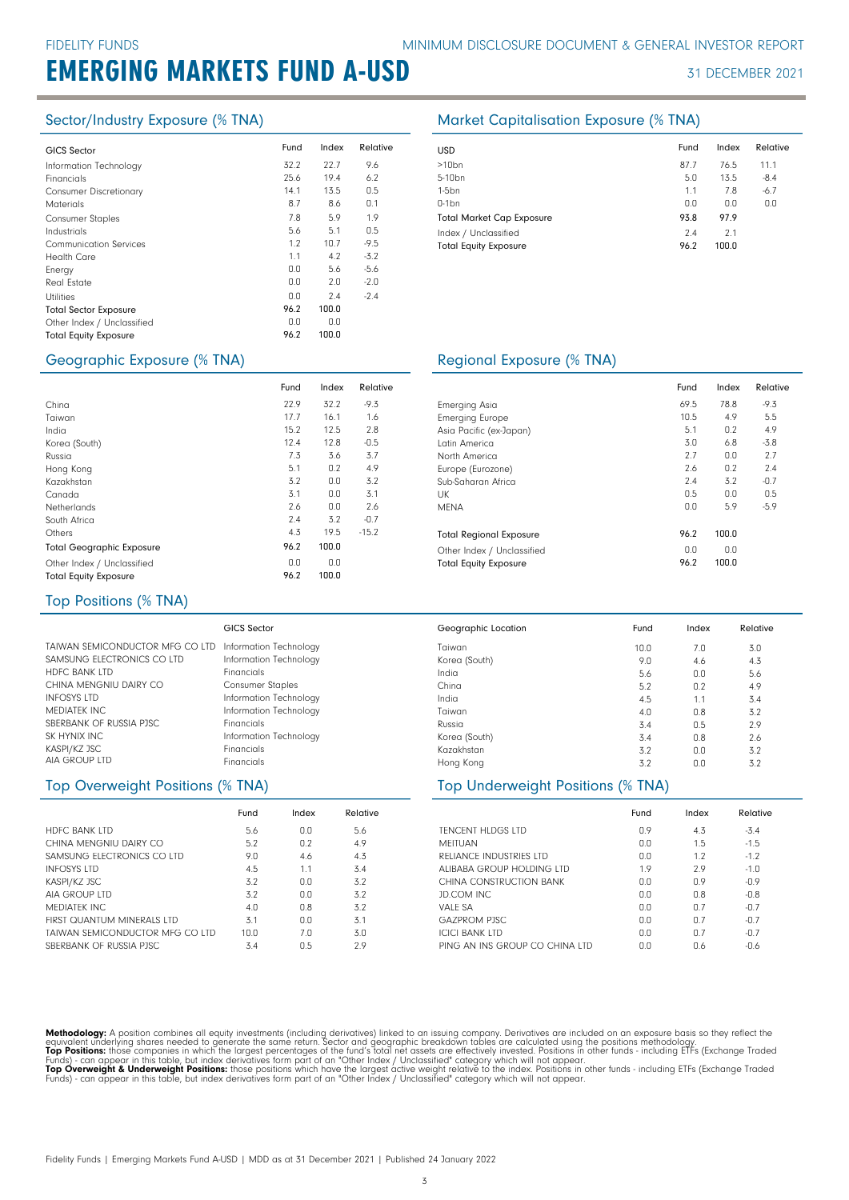FIDELITY FUNDS

# EMERGING MARKETS FUND A-USD

MINIMUM DISCLOSURE DOCUMENT & GENERAL INVESTOR REPORT

31 DECEMBER 2021

## Sector/Industry Exposure (% TNA)

| GICS Sector | Fund | Index | Relative |
|---|---|---|---|
| Information Technology | 32.2 | 22.7 | 9.6 |
| Financials | 25.6 | 19.4 | 6.2 |
| Consumer Discretionary | 14.1 | 13.5 | 0.5 |
| Materials | 8.7 | 8.6 | 0.1 |
| Consumer Staples | 7.8 | 5.9 | 1.9 |
| Industrials | 5.6 | 5.1 | 0.5 |
| Communication Services | 1.2 | 10.7 | -9.5 |
| Health Care | 1.1 | 4.2 | -3.2 |
| Energy | 0.0 | 5.6 | -5.6 |
| Real Estate | 0.0 | 2.0 | -2.0 |
| Utilities | 0.0 | 2.4 | -2.4 |
| **Total Sector Exposure** | **96.2** | **100.0** | |
| Other Index / Unclassified | 0.0 | 0.0 | |
| **Total Equity Exposure** | **96.2** | **100.0** | |

## Market Capitalisation Exposure (% TNA)

| USD | Fund | Index | Relative |
|---|---|---|---|
| >10bn | 87.7 | 76.5 | 11.1 |
| 5-10bn | 5.0 | 13.5 | -8.4 |
| 1-5bn | 1.1 | 7.8 | -6.7 |
| 0-1bn | 0.0 | 0.0 | 0.0 |
| **Total Market Cap Exposure** | **93.8** | **97.9** | |
| Index / Unclassified | 2.4 | 2.1 | |
| **Total Equity Exposure** | **96.2** | **100.0** | |

## Geographic Exposure (% TNA)

| | Fund | Index | Relative |
|---|---|---|---|
| China | 22.9 | 32.2 | -9.3 |
| Taiwan | 17.7 | 16.1 | 1.6 |
| India | 15.2 | 12.5 | 2.8 |
| Korea (South) | 12.4 | 12.8 | -0.5 |
| Russia | 7.3 | 3.6 | 3.7 |
| Hong Kong | 5.1 | 0.2 | 4.9 |
| Kazakhstan | 3.2 | 0.0 | 3.2 |
| Canada | 3.1 | 0.0 | 3.1 |
| Netherlands | 2.6 | 0.0 | 2.6 |
| South Africa | 2.4 | 3.2 | -0.7 |
| Others | 4.3 | 19.5 | -15.2 |
| **Total Geographic Exposure** | **96.2** | **100.0** | |
| Other Index / Unclassified | 0.0 | 0.0 | |
| **Total Equity Exposure** | **96.2** | **100.0** | |

## Regional Exposure (% TNA)

| | Fund | Index | Relative |
|---|---|---|---|
| Emerging Asia | 69.5 | 78.8 | -9.3 |
| Emerging Europe | 10.5 | 4.9 | 5.5 |
| Asia Pacific (ex-Japan) | 5.1 | 0.2 | 4.9 |
| Latin America | 3.0 | 6.8 | -3.8 |
| North America | 2.7 | 0.0 | 2.7 |
| Europe (Eurozone) | 2.6 | 0.2 | 2.4 |
| Sub-Saharan Africa | 2.4 | 3.2 | -0.7 |
| UK | 0.5 | 0.0 | 0.5 |
| MENA | 0.0 | 5.9 | -5.9 |
| **Total Regional Exposure** | **96.2** | **100.0** | |
| Other Index / Unclassified | 0.0 | 0.0 | |
| **Total Equity Exposure** | **96.2** | **100.0** | |

## Top Positions (% TNA)

| | GICS Sector | Geographic Location | Fund | Index | Relative |
|---|---|---|---|---|---|
| TAIWAN SEMICONDUCTOR MFG CO LTD | Information Technology | Taiwan | 10.0 | 7.0 | 3.0 |
| SAMSUNG ELECTRONICS CO LTD | Information Technology | Korea (South) | 9.0 | 4.6 | 4.3 |
| HDFC BANK LTD | Financials | India | 5.6 | 0.0 | 5.6 |
| CHINA MENGNIU DAIRY CO | Consumer Staples | China | 5.2 | 0.2 | 4.9 |
| INFOSYS LTD | Information Technology | India | 4.5 | 1.1 | 3.4 |
| MEDIATEK INC | Information Technology | Taiwan | 4.0 | 0.8 | 3.2 |
| SBERBANK OF RUSSIA PJSC | Financials | Russia | 3.4 | 0.5 | 2.9 |
| SK HYNIX INC | Information Technology | Korea (South) | 3.4 | 0.8 | 2.6 |
| KASPI/KZ JSC | Financials | Kazakhstan | 3.2 | 0.0 | 3.2 |
| AIA GROUP LTD | Financials | Hong Kong | 3.2 | 0.0 | 3.2 |

## Top Overweight Positions (% TNA)

| | Fund | Index | Relative |
|---|---|---|---|
| HDFC BANK LTD | 5.6 | 0.0 | 5.6 |
| CHINA MENGNIU DAIRY CO | 5.2 | 0.2 | 4.9 |
| SAMSUNG ELECTRONICS CO LTD | 9.0 | 4.6 | 4.3 |
| INFOSYS LTD | 4.5 | 1.1 | 3.4 |
| KASPI/KZ JSC | 3.2 | 0.0 | 3.2 |
| AIA GROUP LTD | 3.2 | 0.0 | 3.2 |
| MEDIATEK INC | 4.0 | 0.8 | 3.2 |
| FIRST QUANTUM MINERALS LTD | 3.1 | 0.0 | 3.1 |
| TAIWAN SEMICONDUCTOR MFG CO LTD | 10.0 | 7.0 | 3.0 |
| SBERBANK OF RUSSIA PJSC | 3.4 | 0.5 | 2.9 |

## Top Underweight Positions (% TNA)

| | Fund | Index | Relative |
|---|---|---|---|
| TENCENT HLDGS LTD | 0.9 | 4.3 | -3.4 |
| MEITUAN | 0.0 | 1.5 | -1.5 |
| RELIANCE INDUSTRIES LTD | 0.0 | 1.2 | -1.2 |
| ALIBABA GROUP HOLDING LTD | 1.9 | 2.9 | -1.0 |
| CHINA CONSTRUCTION BANK | 0.0 | 0.9 | -0.9 |
| JD.COM INC | 0.0 | 0.8 | -0.8 |
| VALE SA | 0.0 | 0.7 | -0.7 |
| GAZPROM PJSC | 0.0 | 0.7 | -0.7 |
| ICICI BANK LTD | 0.0 | 0.7 | -0.7 |
| PING AN INS GROUP CO CHINA LTD | 0.0 | 0.6 | -0.6 |

**Methodology:** A position combines all equity investments (including derivatives) linked to an issuing company. Derivatives are included on an exposure basis so they reflect the equivalent underlying shares needed to generate the same return. Sector and geographic breakdown tables are calculated using the positions methodology.
**Top Positions:** those companies in which the largest percentages of the fund's total net assets are effectively invested. Positions in other funds - including ETFs (Exchange Traded Funds) - can appear in this table, but index derivatives form part of an "Other Index / Unclassified" category which will not appear.
**Top Overweight & Underweight Positions:** those positions which have the largest active weight relative to the index. Positions in other funds - including ETFs (Exchange Traded Funds) - can appear in this table, but index derivatives form part of an "Other Index / Unclassified" category which will not appear.

Fidelity Funds | Emerging Markets Fund A-USD | MDD as at 31 December 2021 | Published 24 January 2022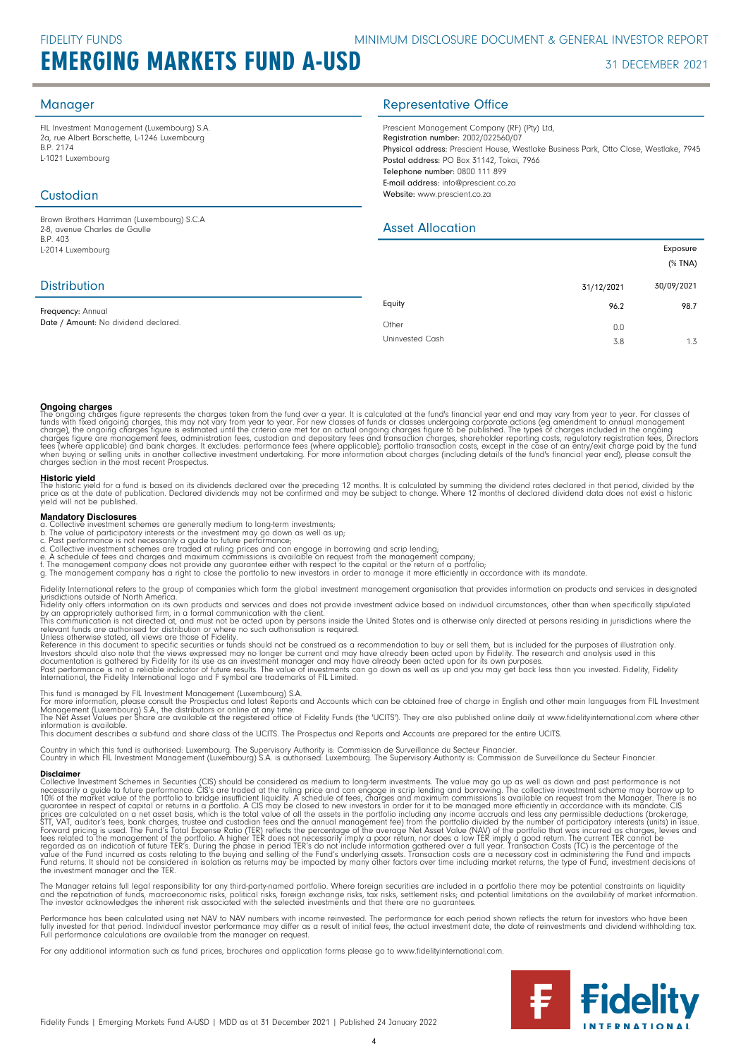FIDELITY FUNDS

# EMERGING MARKETS FUND A-USD

MINIMUM DISCLOSURE DOCUMENT & GENERAL INVESTOR REPORT

31 DECEMBER 2021

## Manager

FIL Investment Management (Luxembourg) S.A.
2a, rue Albert Borschette, L-1246 Luxembourg
B.P. 2174
L-1021 Luxembourg

## Custodian

Brown Brothers Harriman (Luxembourg) S.C.A
2-8, avenue Charles de Gaulle
B.P. 403
L-2014 Luxembourg

## Distribution

**Frequency:** Annual
**Date / Amount:** No dividend declared.

## Representative Office

Prescient Management Company (RF) (Pty) Ltd,
**Registration number:** 2002/022560/07
**Physical address:** Prescient House, Westlake Business Park, Otto Close, Westlake, 7945
**Postal address:** PO Box 31142, Tokai, 7966
**Telephone number:** 0800 111 899
**E-mail address:** info@prescient.co.za
**Website:** www.prescient.co.za

## Asset Allocation

| | Exposure (% TNA) 31/12/2021 | Exposure (% TNA) 30/09/2021 |
|---|---|---|
| Equity | 96.2 | 98.7 |
| Other | 0.0 | |
| Uninvested Cash | 3.8 | 1.3 |

**Ongoing charges**
The ongoing charges figure represents the charges taken from the fund over a year. It is calculated at the fund's financial year end and may vary from year to year. For classes of funds with fixed ongoing charges, this may not vary from year to year. For new classes of funds or classes undergoing corporate actions (eg amendment to annual management charge), the ongoing charges figure is estimated until the criteria are met for an actual ongoing charges figure to be published. The types of charges included in the ongoing charges figure are management fees, administration fees, custodian and depositary fees and transaction charges, shareholder reporting costs, regulatory registration fees, Directors fees (where applicable) and bank charges. It excludes: performance fees (where applicable); portfolio transaction costs, except in the case of an entry/exit charge paid by the fund when buying or selling units in another collective investment undertaking. For more information about charges (including details of the fund's financial year end), please consult the charges section in the most recent Prospectus.

**Historic yield**
The historic yield for a fund is based on its dividends declared over the preceding 12 months. It is calculated by summing the dividend rates declared in that period, divided by the price as at the date of publication. Declared dividends may not be confirmed and may be subject to change. Where 12 months of declared dividend data does not exist a historic yield will not be published.

**Mandatory Disclosures**
a. Collective investment schemes are generally medium to long-term investments;
b. The value of participatory interests or the investment may go down as well as up;
c. Past performance is not necessarily a guide to future performance;
d. Collective investment schemes are traded at ruling prices and can engage in borrowing and scrip lending;
e. A schedule of fees and charges and maximum commissions is available on request from the management company;
f. The management company does not provide any guarantee either with respect to the capital or the return of a portfolio;
g. The management company has a right to close the portfolio to new investors in order to manage it more efficiently in accordance with its mandate.

Fidelity International refers to the group of companies which form the global investment management organisation that provides information on products and services in designated jurisdictions outside of North America.
Fidelity only offers information on its own products and services and does not provide investment advice based on individual circumstances, other than when specifically stipulated by an appropriately authorised firm, in a formal communication with the client.
This communication is not directed at, and must not be acted upon by persons inside the United States and is otherwise only directed at persons residing in jurisdictions where the relevant funds are authorised for distribution or where no such authorisation is required.
Unless otherwise stated, all views are those of Fidelity.
Reference in this document to specific securities or funds should not be construed as a recommendation to buy or sell them, but is included for the purposes of illustration only.
Investors should also note that the views expressed may no longer be current and may have already been acted upon by Fidelity. The research and analysis used in this documentation is gathered by Fidelity for its use as an investment manager and may have already been acted upon for its own purposes.
Past performance is not a reliable indicator of future results. The value of investments can go down as well as up and you may get back less than you invested. Fidelity, Fidelity International, the Fidelity International logo and F symbol are trademarks of FIL Limited.

This fund is managed by FIL Investment Management (Luxembourg) S.A.
For more information, please consult the Prospectus and latest Reports and Accounts which can be obtained free of charge in English and other main languages from FIL Investment Management (Luxembourg) S.A., the distributors or online at any time.
The Net Asset Values per Share are available at the registered office of Fidelity Funds (the 'UCITS'). They are also published online daily at www.fidelityinternational.com where other information is available.
This document describes a sub-fund and share class of the UCITS. The Prospectus and Reports and Accounts are prepared for the entire UCITS.

Country in which this fund is authorised: Luxembourg. The Supervisory Authority is: Commission de Surveillance du Secteur Financier.
Country in which FIL Investment Management (Luxembourg) S.A. is authorised: Luxembourg. The Supervisory Authority is: Commission de Surveillance du Secteur Financier.

**Disclaimer**
Collective Investment Schemes in Securities (CIS) should be considered as medium to long-term investments. The value may go up as well as down and past performance is not necessarily a guide to future performance. CIS's are traded at the ruling price and can engage in scrip lending and borrowing. The collective investment scheme may borrow up to 10% of the market value of the portfolio to bridge insufficient liquidity. A schedule of fees, charges and maximum commissions is available on request from the Manager. There is no guarantee in respect of capital or returns in a portfolio. A CIS may be closed to new investors in order for it to be managed more efficiently in accordance with its mandate. CIS prices are calculated on a net asset basis, which is the total value of all the assets in the portfolio including any income accruals and less any permissible deductions (brokerage, STT, VAT, auditor's fees, bank charges, trustee and custodian fees and the annual management fee) from the portfolio divided by the number of participatory interests (units) in issue. Forward pricing is used. The Fund's Total Expense Ratio (TER) reflects the percentage of the average Net Asset Value (NAV) of the portfolio that was incurred as charges, levies and fees related to the management of the portfolio. A higher TER does not necessarily imply a poor return, nor does a low TER imply a good return. The current TER cannot be regarded as an indication of future TER's. During the phase in period TER's do not include information gathered over a full year. Transaction Costs (TC) is the percentage of the value of the Fund incurred as costs relating to the buying and selling of the Fund's underlying assets. Transaction costs are a necessary cost in administering the Fund and impacts Fund returns. It should not be considered in isolation as returns may be impacted by many other factors over time including market returns, the type of Fund, investment decisions of the investment manager and the TER.

The Manager retains full legal responsibility for any third-party-named portfolio. Where foreign securities are included in a portfolio there may be potential constraints on liquidity and the repatriation of funds, macroeconomic risks, political risks, foreign exchange risks, tax risks, settlement risks; and potential limitations on the availability of market information. The investor acknowledges the inherent risk associated with the selected investments and that there are no guarantees.

Performance has been calculated using net NAV to NAV numbers with income reinvested. The performance for each period shown reflects the return for investors who have been fully invested for that period. Individual investor performance may differ as a result of initial fees, the actual investment date, the date of reinvestments and dividend withholding tax. Full performance calculations are available from the manager on request.

For any additional information such as fund prices, brochures and application forms please go to www.fidelityinternational.com.

Fidelity Funds | Emerging Markets Fund A-USD | MDD as at 31 December 2021 | Published 24 January 2022